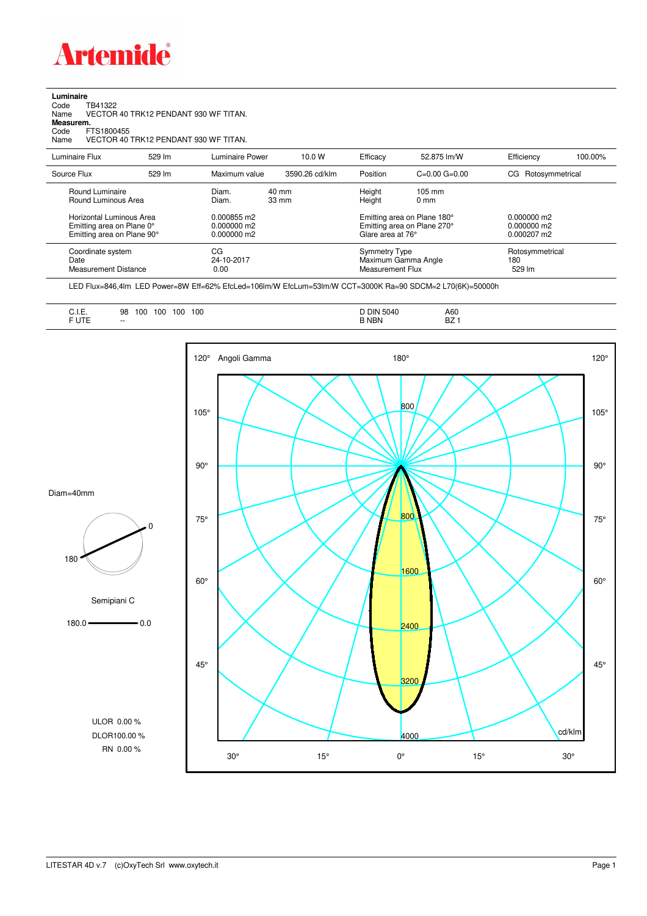# Artemide

**Luminaire**

Code TB41322
Name VECTOR 40 TRK12 PENDANT 930 WF TITAN.

**Measurem.**

Code FTS1800455
Name VECTOR 40 TRK12 PENDANT 930 WF TITAN.

| | | | | | | | |
|---|---|---|---|---|---|---|---|
| Luminaire Flux | 529 lm | Luminaire Power | 10.0 W | Efficacy | 52.875 lm/W | Efficiency | 100.00% |
| Source Flux | 529 lm | Maximum value | 3590.26 cd/klm | Position | C=0.00 G=0.00 | CG | Rotosymmetrical |

| | | | | | |
|---|---|---|---|---|---|
| Round Luminaire | Diam. | 40 mm | Height | 105 mm | |
| Round Luminous Area | Diam. | 33 mm | Height | 0 mm | |
| Horizontal Luminous Area | 0.000855 m2 | | Emitting area on Plane 180° | | 0.000000 m2 |
| Emitting area on Plane 0° | 0.000000 m2 | | Emitting area on Plane 270° | | 0.000000 m2 |
| Emitting area on Plane 90° | 0.000000 m2 | | Glare area at 76° | | 0.000207 m2 |
| Coordinate system | CG | | Symmetry Type | | Rotosymmetrical |
| Date | 24-10-2017 | | Maximum Gamma Angle | | 180 |
| Measurement Distance | 0.00 | | Measurement Flux | | 529 lm |

LED Flux=846,4lm LED Power=8W Eff=62% EfcLed=106lm/W EfcLum=53lm/W CCT=3000K Ra=90 SDCM=2 L70(6K)=50000h

| | | | |
|---|---|---|---|
| C.I.E. | 98 100 100 100 100 | D DIN 5040 | A60 |
| F UTE | -- | B NBN | BZ 1 |

Diam=40mm

0
180

Semipiani C

180.0 0.0

ULOR 0.00 %
DLOR100.00 %
RN 0.00 %

120° Angoli Gamma 180° 120°
105° 105°
90° 90°
75° 75°
60° 60°
45° 45°
800
800
1600
2400
3200
4000
cd/klm
30° 15° 0° 15° 30°

LITESTAR 4D v.7 (c)OxyTech Srl www.oxytech.it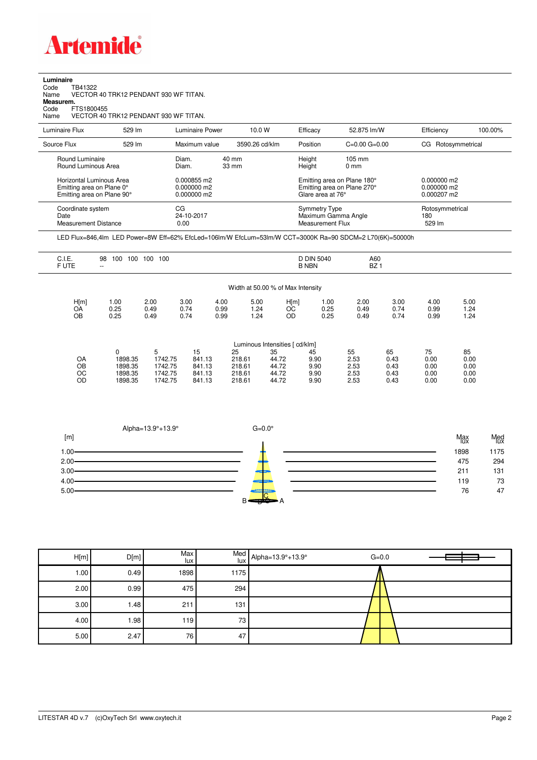Artemide

**Luminaire**

Code TB41322
Name VECTOR 40 TRK12 PENDANT 930 WF TITAN.

**Measurem.**

Code FTS1800455
Name VECTOR 40 TRK12 PENDANT 930 WF TITAN.

| | | | | | | | |
|---|---|---|---|---|---|---|---|
| Luminaire Flux | 529 lm | Luminaire Power | 10.0 W | Efficacy | 52.875 lm/W | Efficiency | 100.00% |
| Source Flux | 529 lm | Maximum value | 3590.26 cd/klm | Position | C=0.00 G=0.00 | CG Rotosymmetrical | |

| | | | | | |
|---|---|---|---|---|---|
| Round Luminaire | Diam. | 40 mm | Height | 105 mm | |
| Round Luminous Area | Diam. | 33 mm | Height | 0 mm | |
| Horizontal Luminous Area | 0.000855 m2 | | Emitting area on Plane 180° | | 0.000000 m2 |
| Emitting area on Plane 0° | 0.000000 m2 | | Emitting area on Plane 270° | | 0.000000 m2 |
| Emitting area on Plane 90° | 0.000000 m2 | | Glare area at 76° | | 0.000207 m2 |

| | | | |
|---|---|---|---|
| Coordinate system | CG | Symmetry Type | Rotosymmetrical |
| Date | 24-10-2017 | Maximum Gamma Angle | 180 |
| Measurement Distance | 0.00 | Measurement Flux | 529 lm |

LED Flux=846,4lm LED Power=8W Eff=62% EfcLed=106lm/W EfcLum=53lm/W CCT=3000K Ra=90 SDCM=2 L70(6K)=50000h

| | | | |
|---|---|---|---|
| C.I.E. | 98 100 100 100 100 | D DIN 5040 | A60 |
| F UTE | -- | B NBN | BZ 1 |

Width at 50.00 % of Max Intensity

| H[m] | 1.00 | 2.00 | 3.00 | 4.00 | 5.00 | H[m] | 1.00 | 2.00 | 3.00 | 4.00 | 5.00 |
|---|---|---|---|---|---|---|---|---|---|---|---|
| OA | 0.25 | 0.49 | 0.74 | 0.99 | 1.24 | OC | 0.25 | 0.49 | 0.74 | 0.99 | 1.24 |
| OB | 0.25 | 0.49 | 0.74 | 0.99 | 1.24 | OD | 0.25 | 0.49 | 0.74 | 0.99 | 1.24 |

Luminous Intensities [ cd/klm]

| | 0 | 5 | 15 | 25 | 35 | 45 | 55 | 65 | 75 | 85 |
|---|---|---|---|---|---|---|---|---|---|---|
| OA | 1898.35 | 1742.75 | 841.13 | 218.61 | 44.72 | 9.90 | 2.53 | 0.43 | 0.00 | 0.00 |
| OB | 1898.35 | 1742.75 | 841.13 | 218.61 | 44.72 | 9.90 | 2.53 | 0.43 | 0.00 | 0.00 |
| OC | 1898.35 | 1742.75 | 841.13 | 218.61 | 44.72 | 9.90 | 2.53 | 0.43 | 0.00 | 0.00 |
| OD | 1898.35 | 1742.75 | 841.13 | 218.61 | 44.72 | 9.90 | 2.53 | 0.43 | 0.00 | 0.00 |

Alpha=13.9°+13.9°
G=0.0°
[m]
1.00
2.00
3.00
4.00
5.00
Max lux
1898
475
211
119
76
Med lux
1175
294
131
73
47
B C D A

| H[m] | D[m] | Max lux | Med lux | Alpha=13.9°+13.9° G=0.0 |
|---|---|---|---|---|
| 1.00 | 0.49 | 1898 | 1175 | |
| 2.00 | 0.99 | 475 | 294 | |
| 3.00 | 1.48 | 211 | 131 | |
| 4.00 | 1.98 | 119 | 73 | |
| 5.00 | 2.47 | 76 | 47 | |

LITESTAR 4D v.7 (c)OxyTech Srl www.oxytech.it